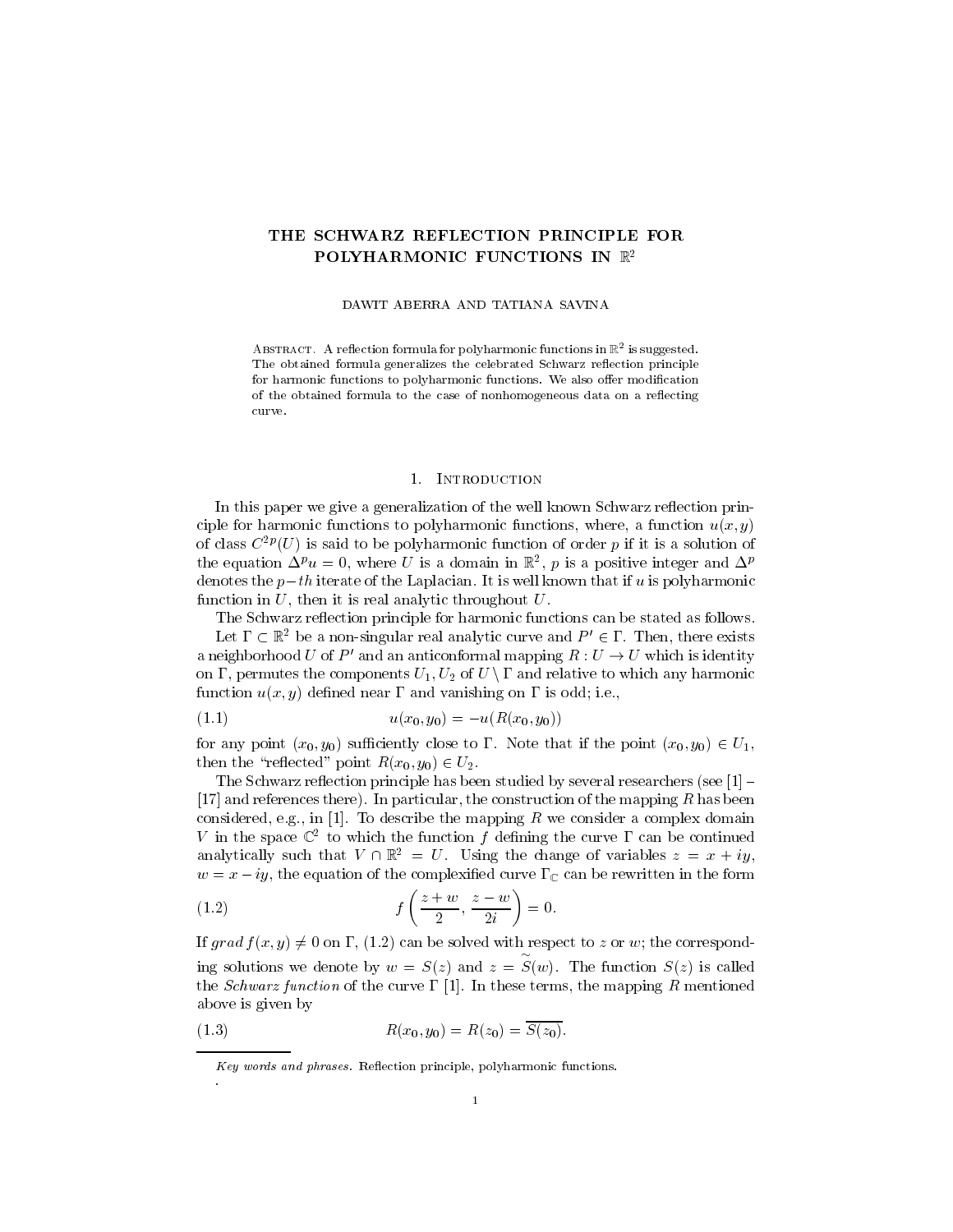# THE SCHWARZ REFLECTION PRINCIPLE FOR POLYHARMONIC FUNCTIONS IN $\mathbb{R}^2$

DAWIT ABERRA AND TATIANA SAVINA

ABSTRACT. A reflection formula for polyharmonic functions in $\mathbb{R}^2$ is suggested. The obtained formula generalizes the celebrated Schwarz reflection principle for harmonic functions to polyharmonic functions. We also offer modification of the obtained formula to the case of nonhomogeneous data on a reflecting curve.

## 1. Introduction

In this paper we give a generalization of the well known Schwarz reflection principle for harmonic functions to polyharmonic functions, where, a function $u(x, y)$ of class $C^{2p}(U)$ is said to be polyharmonic function of order $p$ if it is a solution of the equation $\Delta^p u = 0$, where $U$ is a domain in $\mathbb{R}^2$, $p$ is a positive integer and $\Delta^p$ denotes the $p-th$ iterate of the Laplacian. It is well known that if $u$ is polyharmonic function in $U$, then it is real analytic throughout $U$.

The Schwarz reflection principle for harmonic functions can be stated as follows.

Let $\Gamma \subset \mathbb{R}^2$ be a non-singular real analytic curve and $P' \in \Gamma$. Then, there exists a neighborhood $U$ of $P'$ and an anticonformal mapping $R : U \to U$ which is identity on $\Gamma$, permutes the components $U_1, U_2$ of $U \setminus \Gamma$ and relative to which any harmonic function $u(x, y)$ defined near $\Gamma$ and vanishing on $\Gamma$ is odd; i.e.,

$$u(x_0, y_0) = -u(R(x_0, y_0)) \tag{1.1}$$

for any point $(x_0, y_0)$ sufficiently close to $\Gamma$. Note that if the point $(x_0, y_0) \in U_1$, then the "reflected" point $R(x_0, y_0) \in U_2$.

The Schwarz reflection principle has been studied by several researchers (see [1] – [17] and references there). In particular, the construction of the mapping $R$ has been considered, e.g., in [1]. To describe the mapping $R$ we consider a complex domain $V$ in the space $\mathbb{C}^2$ to which the function $f$ defining the curve $\Gamma$ can be continued analytically such that $V \cap \mathbb{R}^2 = U$. Using the change of variables $z = x + iy$, $w = x - iy$, the equation of the complexified curve $\Gamma_{\mathbb{C}}$ can be rewritten in the form

$$f\left(\frac{z+w}{2}, \frac{z-w}{2i}\right) = 0. \tag{1.2}$$

If $grad\, f(x, y) \neq 0$ on $\Gamma$, (1.2) can be solved with respect to $z$ or $w$; the corresponding solutions we denote by $w = S(z)$ and $z = \widetilde{S}(w)$. The function $S(z)$ is called the *Schwarz function* of the curve $\Gamma$ [1]. In these terms, the mapping $R$ mentioned above is given by

$$R(x_0, y_0) = R(z_0) = \overline{S(z_0)}. \tag{1.3}$$

*Key words and phrases.* Reflection principle, polyharmonic functions.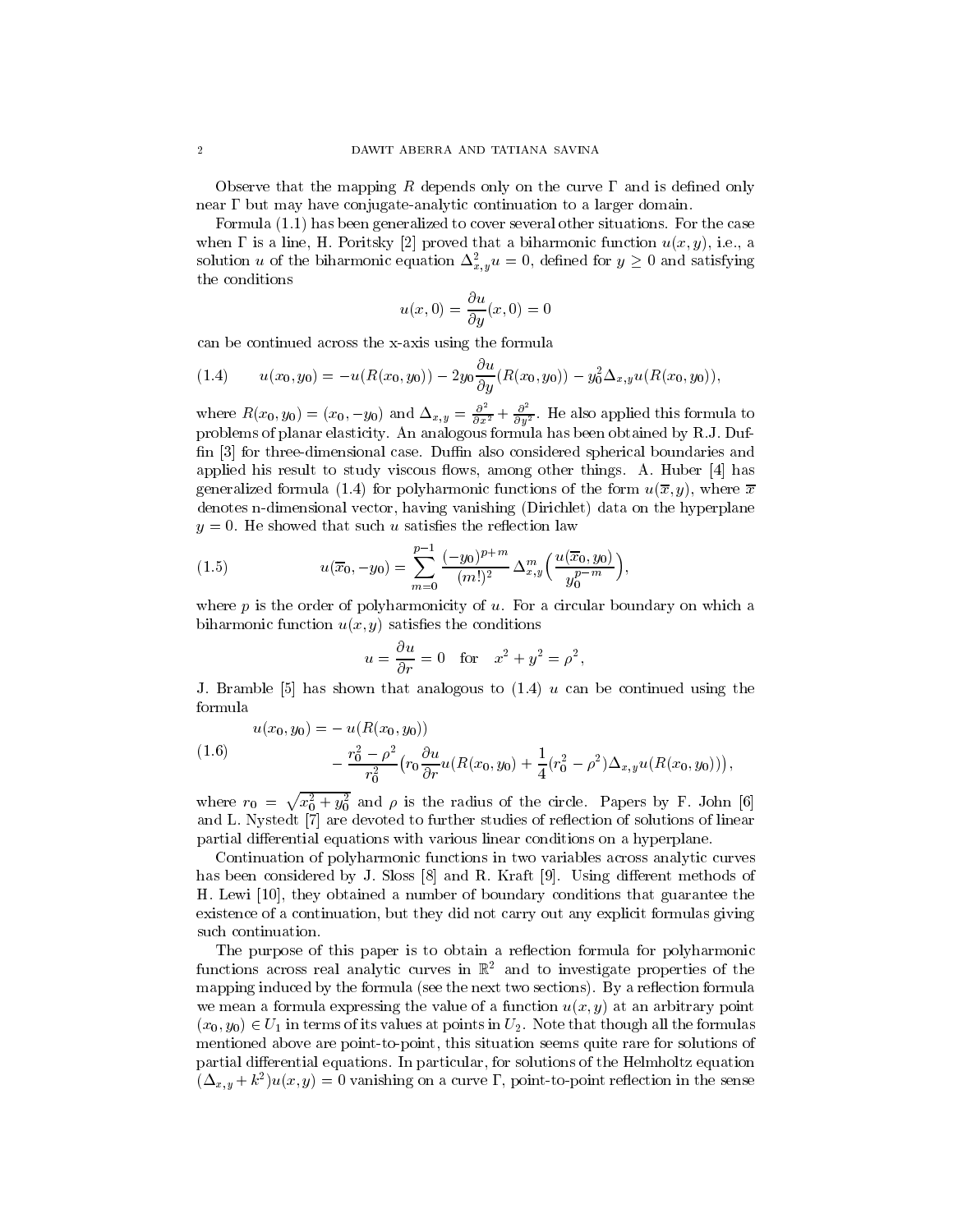Observe that the mapping $R$ depends only on the curve $\Gamma$ and is defined only near $\Gamma$ but may have conjugate-analytic continuation to a larger domain.

Formula (1.1) has been generalized to cover several other situations. For the case when $\Gamma$ is a line, H. Poritsky [2] proved that a biharmonic function $u(x,y)$, i.e., a solution $u$ of the biharmonic equation $\Delta^2_{x,y} u = 0$, defined for $y \geq 0$ and satisfying the conditions

$$u(x,0) = \frac{\partial u}{\partial y}(x,0) = 0$$

can be continued across the x-axis using the formula

$$u(x_0,y_0) = -u(R(x_0,y_0)) - 2y_0 \frac{\partial u}{\partial y}(R(x_0,y_0)) - y_0^2 \Delta_{x,y} u(R(x_0,y_0)), \tag{1.4}$$

where $R(x_0,y_0) = (x_0, -y_0)$ and $\Delta_{x,y} = \frac{\partial^2}{\partial x^2} + \frac{\partial^2}{\partial y^2}$. He also applied this formula to problems of planar elasticity. An analogous formula has been obtained by R.J. Duffin [3] for three-dimensional case. Duffin also considered spherical boundaries and applied his result to study viscous flows, among other things. A. Huber [4] has generalized formula (1.4) for polyharmonic functions of the form $u(\overline{x}, y)$, where $\overline{x}$ denotes n-dimensional vector, having vanishing (Dirichlet) data on the hyperplane $y = 0$. He showed that such $u$ satisfies the reflection law

$$u(\overline{x}_0, -y_0) = \sum_{m=0}^{p-1} \frac{(-y_0)^{p+m}}{(m!)^2} \Delta^m_{x,y} \Big( \frac{u(\overline{x}_0, y_0)}{y_0^{p-m}} \Big), \tag{1.5}$$

where $p$ is the order of polyharmonicity of $u$. For a circular boundary on which a biharmonic function $u(x,y)$ satisfies the conditions

$$u = \frac{\partial u}{\partial r} = 0 \quad \text{for} \quad x^2 + y^2 = \rho^2,$$

J. Bramble [5] has shown that analogous to (1.4) $u$ can be continued using the formula

$$\begin{aligned} u(x_0,y_0) = &-u(R(x_0,y_0)) \\ &- \frac{r_0^2 - \rho^2}{r_0^2} \big( r_0 \frac{\partial u}{\partial r} u(R(x_0,y_0) + \frac{1}{4}(r_0^2 - \rho^2) \Delta_{x,y} u(R(x_0,y_0)) \big), \end{aligned} \tag{1.6}$$

where $r_0 = \sqrt{x_0^2 + y_0^2}$ and $\rho$ is the radius of the circle. Papers by F. John [6] and L. Nystedt [7] are devoted to further studies of reflection of solutions of linear partial differential equations with various linear conditions on a hyperplane.

Continuation of polyharmonic functions in two variables across analytic curves has been considered by J. Sloss [8] and R. Kraft [9]. Using different methods of H. Lewi [10], they obtained a number of boundary conditions that guarantee the existence of a continuation, but they did not carry out any explicit formulas giving such continuation.

The purpose of this paper is to obtain a reflection formula for polyharmonic functions across real analytic curves in $\mathbb{R}^2$ and to investigate properties of the mapping induced by the formula (see the next two sections). By a reflection formula we mean a formula expressing the value of a function $u(x,y)$ at an arbitrary point $(x_0,y_0) \in U_1$ in terms of its values at points in $U_2$. Note that though all the formulas mentioned above are point-to-point, this situation seems quite rare for solutions of partial differential equations. In particular, for solutions of the Helmholtz equation $(\Delta_{x,y} + k^2)u(x,y) = 0$ vanishing on a curve $\Gamma$, point-to-point reflection in the sense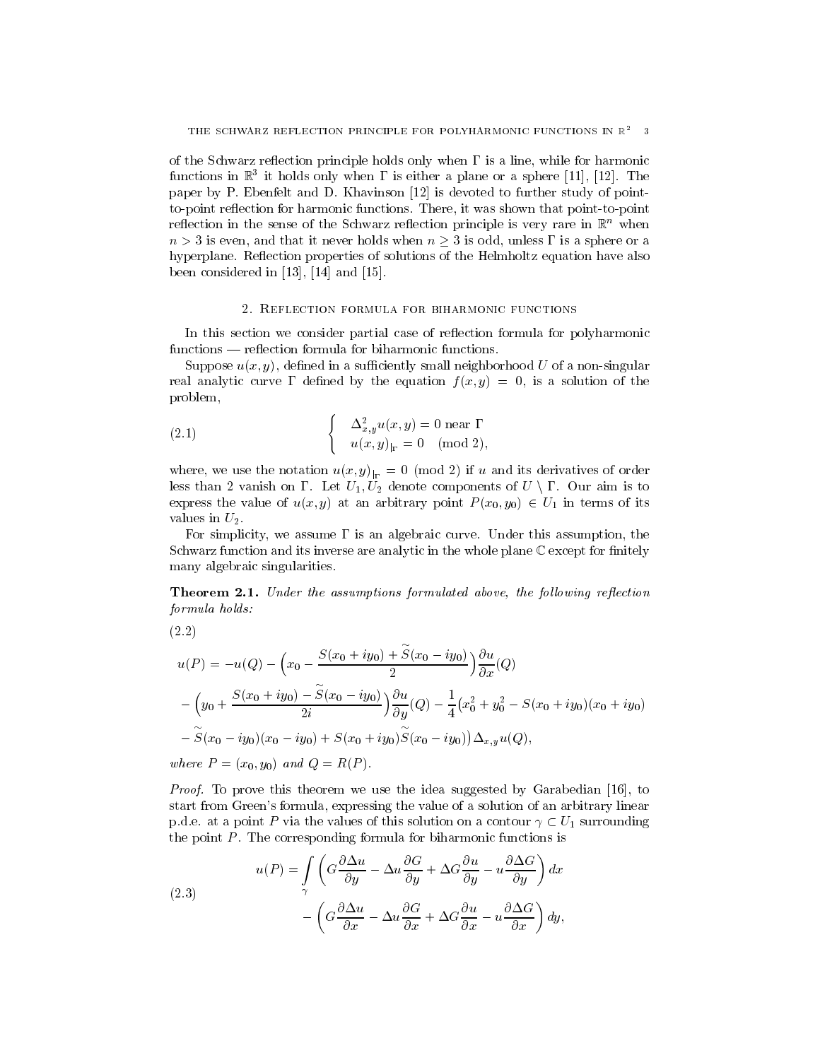of the Schwarz reflection principle holds only when $\Gamma$ is a line, while for harmonic functions in $\mathbb{R}^3$ it holds only when $\Gamma$ is either a plane or a sphere [11], [12]. The paper by P. Ebenfelt and D. Khavinson [12] is devoted to further study of point-to-point reflection for harmonic functions. There, it was shown that point-to-point reflection in the sense of the Schwarz reflection principle is very rare in $\mathbb{R}^n$ when $n > 3$ is even, and that it never holds when $n \geq 3$ is odd, unless $\Gamma$ is a sphere or a hyperplane. Reflection properties of solutions of the Helmholtz equation have also been considered in [13], [14] and [15].

## 2. Reflection formula for biharmonic functions

In this section we consider partial case of reflection formula for polyharmonic functions — reflection formula for biharmonic functions.

Suppose $u(x,y)$, defined in a sufficiently small neighborhood $U$ of a non-singular real analytic curve $\Gamma$ defined by the equation $f(x,y) = 0$, is a solution of the problem,

$$\begin{cases} \Delta^2_{x,y} u(x,y) = 0 \text{ near } \Gamma \\ u(x,y)_{|_\Gamma} = 0 \pmod 2, \end{cases} \tag{2.1}$$

where, we use the notation $u(x,y)_{|_\Gamma} = 0 \pmod 2$ if $u$ and its derivatives of order less than 2 vanish on $\Gamma$. Let $U_1, U_2$ denote components of $U \setminus \Gamma$. Our aim is to express the value of $u(x,y)$ at an arbitrary point $P(x_0,y_0) \in U_1$ in terms of its values in $U_2$.

For simplicity, we assume $\Gamma$ is an algebraic curve. Under this assumption, the Schwarz function and its inverse are analytic in the whole plane $\mathbb{C}$ except for finitely many algebraic singularities.

**Theorem 2.1.** *Under the assumptions formulated above, the following reflection formula holds:*

$$\begin{aligned}
u(P) = &-u(Q) - \Big(x_0 - \frac{S(x_0+iy_0) + \widetilde{S}(x_0-iy_0)}{2}\Big)\frac{\partial u}{\partial x}(Q) \\
&- \Big(y_0 + \frac{S(x_0+iy_0) - \widetilde{S}(x_0-iy_0)}{2i}\Big)\frac{\partial u}{\partial y}(Q) - \frac{1}{4}\big(x_0^2 + y_0^2 - S(x_0+iy_0)(x_0+iy_0) \\
&- \widetilde{S}(x_0-iy_0)(x_0-iy_0) + S(x_0+iy_0)\widetilde{S}(x_0-iy_0)\big)\,\Delta_{x,y} u(Q),
\end{aligned} \tag{2.2}$$

*where $P = (x_0, y_0)$ and $Q = R(P)$.*

*Proof.* To prove this theorem we use the idea suggested by Garabedian [16], to start from Green's formula, expressing the value of a solution of an arbitrary linear p.d.e. at a point $P$ via the values of this solution on a contour $\gamma \subset U_1$ surrounding the point $P$. The corresponding formula for biharmonic functions is

$$\begin{aligned}
u(P) = \int_\gamma &\left(G\frac{\partial \Delta u}{\partial y} - \Delta u \frac{\partial G}{\partial y} + \Delta G \frac{\partial u}{\partial y} - u\frac{\partial \Delta G}{\partial y}\right) dx \\
&- \left(G\frac{\partial \Delta u}{\partial x} - \Delta u \frac{\partial G}{\partial x} + \Delta G \frac{\partial u}{\partial x} - u\frac{\partial \Delta G}{\partial x}\right) dy,
\end{aligned} \tag{2.3}$$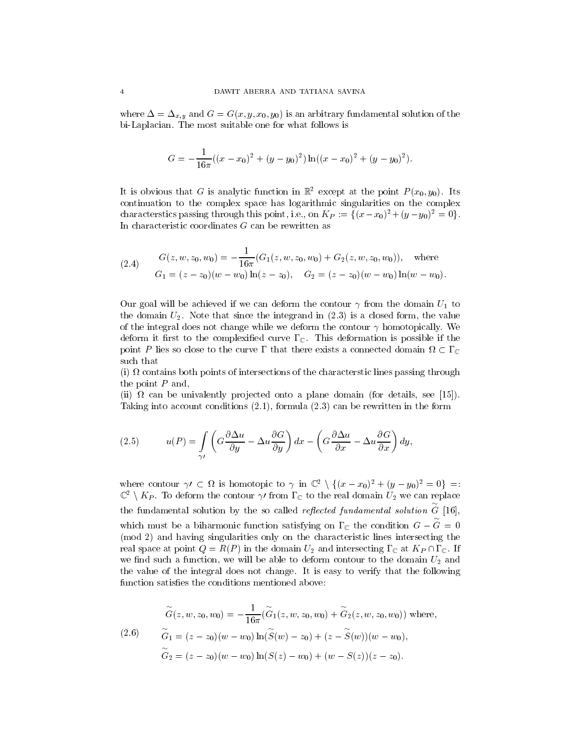where $\Delta = \Delta_{x,y}$ and $G = G(x, y, x_0, y_0)$ is an arbitrary fundamental solution of the bi-Laplacian. The most suitable one for what follows is

$$G = -\frac{1}{16\pi}((x-x_0)^2 + (y-y_0)^2)\ln((x-x_0)^2 + (y-y_0)^2).$$

It is obvious that $G$ is analytic function in $\mathbb{R}^2$ except at the point $P(x_0, y_0)$. Its continuation to the complex space has logarithmic singularities on the complex characterstics passing through this point, i.e., on $K_P := \{(x-x_0)^2 + (y-y_0)^2 = 0\}$. In characteristic coordinates $G$ can be rewritten as

$$(2.4) \qquad \begin{aligned} &G(z, w, z_0, w_0) = -\frac{1}{16\pi}(G_1(z, w, z_0, w_0) + G_2(z, w, z_0, w_0)), \quad \text{where} \\ &G_1 = (z-z_0)(w-w_0)\ln(z-z_0), \quad G_2 = (z-z_0)(w-w_0)\ln(w-w_0). \end{aligned}$$

Our goal will be achieved if we can deform the contour $\gamma$ from the domain $U_1$ to the domain $U_2$. Note that since the integrand in (2.3) is a closed form, the value of the integral does not change while we deform the contour $\gamma$ homotopically. We deform it first to the complexified curve $\Gamma_{\mathbb{C}}$. This deformation is possible if the point $P$ lies so close to the curve $\Gamma$ that there exists a connected domain $\Omega \subset \Gamma_{\mathbb{C}}$ such that

(i) $\Omega$ contains both points of intersections of the characterstic lines passing through the point $P$ and,

(ii) $\Omega$ can be univalently projected onto a plane domain (for details, see [15]).

Taking into account conditions (2.1), formula (2.3) can be rewritten in the form

$$(2.5) \qquad u(P) = \int\limits_{\gamma\prime} \left( G\frac{\partial \Delta u}{\partial y} - \Delta u \frac{\partial G}{\partial y}\right) dx - \left( G\frac{\partial \Delta u}{\partial x} - \Delta u \frac{\partial G}{\partial x}\right) dy,$$

where contour $\gamma\prime \subset \Omega$ is homotopic to $\gamma$ in $\mathbb{C}^2 \setminus \{(x-x_0)^2 + (y-y_0)^2 = 0\} =: \mathbb{C}^2 \setminus K_P$. To deform the contour $\gamma\prime$ from $\Gamma_{\mathbb{C}}$ to the real domain $U_2$ we can replace the fundamental solution by the so called *reflected fundamental solution* $\widetilde{G}$ [16], which must be a biharmonic function satisfying on $\Gamma_{\mathbb{C}}$ the condition $G - \widetilde{G} = 0$ (mod 2) and having singularities only on the characteristic lines intersecting the real space at point $Q = R(P)$ in the domain $U_2$ and intersecting $\Gamma_{\mathbb{C}}$ at $K_P \cap \Gamma_{\mathbb{C}}$. If we find such a function, we will be able to deform contour to the domain $U_2$ and the value of the integral does not change. It is easy to verify that the following function satisfies the conditions mentioned above:

$$(2.6) \qquad \begin{aligned} &\widetilde{G}(z, w, z_0, w_0) = -\frac{1}{16\pi}(\widetilde{G}_1(z, w, z_0, w_0) + \widetilde{G}_2(z, w, z_0, w_0)) \text{ where,} \\ &\widetilde{G}_1 = (z-z_0)(w-w_0)\ln(\widetilde{S}(w) - z_0) + (z - \widetilde{S}(w))(w-w_0), \\ &\widetilde{G}_2 = (z-z_0)(w-w_0)\ln(S(z) - w_0) + (w - S(z))(z-z_0). \end{aligned}$$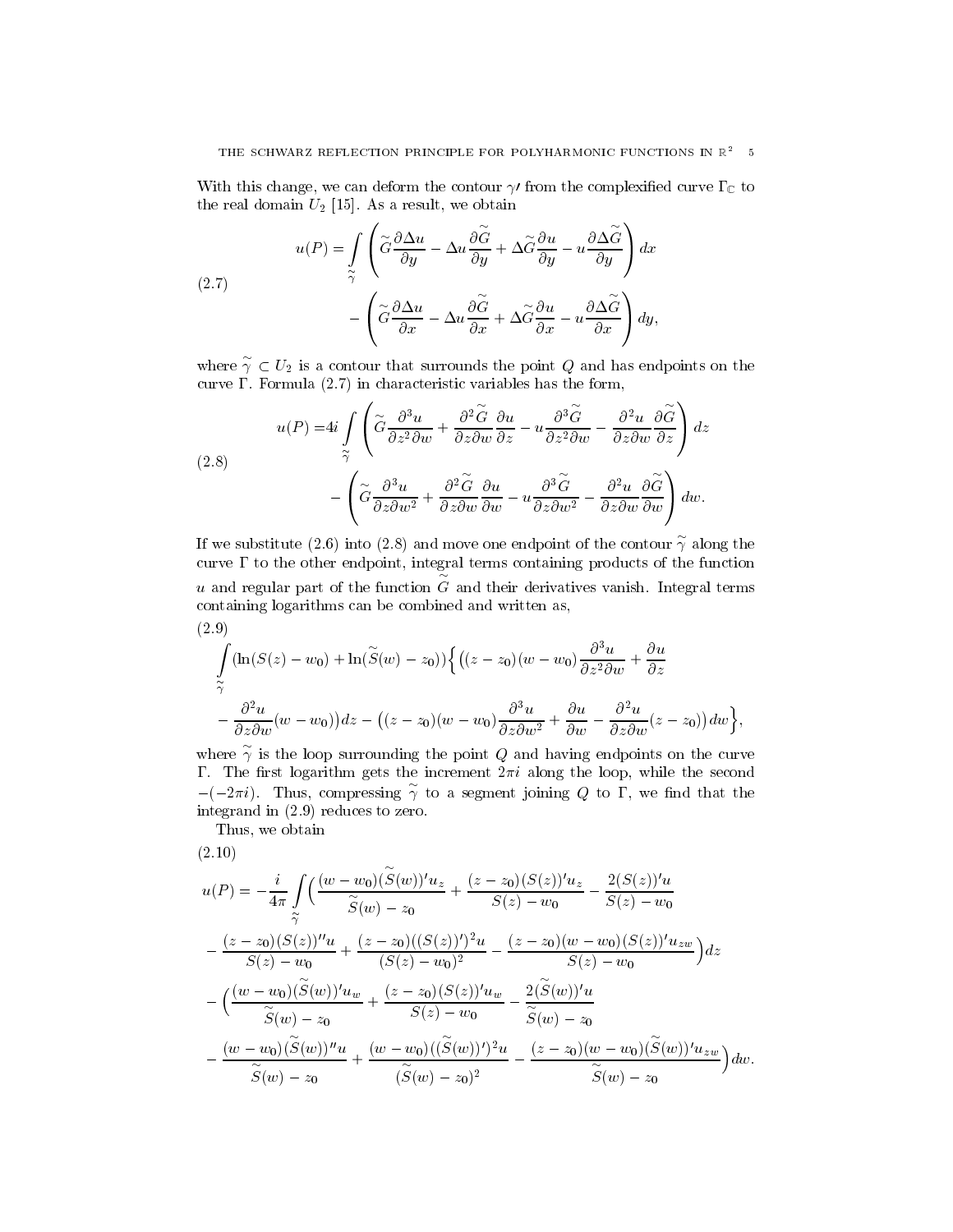With this change, we can deform the contour $\gamma\prime$ from the complexified curve $\Gamma_{\mathbb{C}}$ to the real domain $U_2$ [15]. As a result, we obtain

$$
\begin{aligned}
u(P) = \int_{\widetilde{\gamma}} &\left( \widetilde{G}\frac{\partial \Delta u}{\partial y} - \Delta u \frac{\partial \widetilde{G}}{\partial y} + \Delta \widetilde{G} \frac{\partial u}{\partial y} - u\frac{\partial \Delta \widetilde{G}}{\partial y}\right) dx \\
&- \left( \widetilde{G}\frac{\partial \Delta u}{\partial x} - \Delta u \frac{\partial \widetilde{G}}{\partial x} + \Delta \widetilde{G} \frac{\partial u}{\partial x} - u\frac{\partial \Delta \widetilde{G}}{\partial x}\right) dy,
\end{aligned}
\tag{2.7}
$$

where $\widetilde{\gamma} \subset U_2$ is a contour that surrounds the point $Q$ and has endpoints on the curve $\Gamma$. Formula (2.7) in characteristic variables has the form,

$$
\begin{aligned}
u(P) = 4i \int_{\widetilde{\gamma}} &\left( \widetilde{G}\frac{\partial^3 u}{\partial z^2 \partial w} + \frac{\partial^2 \widetilde{G}}{\partial z \partial w}\frac{\partial u}{\partial z} - u\frac{\partial^3 \widetilde{G}}{\partial z^2 \partial w} - \frac{\partial^2 u}{\partial z \partial w}\frac{\partial \widetilde{G}}{\partial z}\right) dz \\
&- \left( \widetilde{G}\frac{\partial^3 u}{\partial z \partial w^2} + \frac{\partial^2 \widetilde{G}}{\partial z \partial w}\frac{\partial u}{\partial w} - u\frac{\partial^3 \widetilde{G}}{\partial z \partial w^2} - \frac{\partial^2 u}{\partial z \partial w}\frac{\partial \widetilde{G}}{\partial w}\right) dw.
\end{aligned}
\tag{2.8}
$$

If we substitute (2.6) into (2.8) and move one endpoint of the contour $\widetilde{\gamma}$ along the curve $\Gamma$ to the other endpoint, integral terms containing products of the function $u$ and regular part of the function $\widetilde{G}$ and their derivatives vanish. Integral terms containing logarithms can be combined and written as,

$$
\begin{aligned}
&\int_{\widetilde{\gamma}} (\ln(S(z) - w_0) + \ln(\widetilde{S}(w) - z_0))\Big\{ \big( (z - z_0)(w - w_0)\frac{\partial^3 u}{\partial z^2 \partial w} + \frac{\partial u}{\partial z} \\
&- \frac{\partial^2 u}{\partial z \partial w}(w - w_0)\big) dz - \big( (z - z_0)(w - w_0)\frac{\partial^3 u}{\partial z \partial w^2} + \frac{\partial u}{\partial w} - \frac{\partial^2 u}{\partial z \partial w}(z - z_0)\big) dw \Big\},
\end{aligned}
\tag{2.9}
$$

where $\widetilde{\gamma}$ is the loop surrounding the point $Q$ and having endpoints on the curve $\Gamma$. The first logarithm gets the increment $2\pi i$ along the loop, while the second $-(-2\pi i)$. Thus, compressing $\widetilde{\gamma}$ to a segment joining $Q$ to $\Gamma$, we find that the integrand in (2.9) reduces to zero.

Thus, we obtain

$$
\begin{aligned}
u(P) = &-\frac{i}{4\pi} \int_{\widetilde{\gamma}} \Big( \frac{(w - w_0)(\widetilde{S}(w))' u_z}{\widetilde{S}(w) - z_0} + \frac{(z - z_0)(S(z))' u_z}{S(z) - w_0} - \frac{2(S(z))' u}{S(z) - w_0} \\
&- \frac{(z - z_0)(S(z))'' u}{S(z) - w_0} + \frac{(z - z_0)((S(z))')^2 u}{(S(z) - w_0)^2} - \frac{(z - z_0)(w - w_0)(S(z))' u_{zw}}{S(z) - w_0} \Big) dz \\
&- \Big( \frac{(w - w_0)(\widetilde{S}(w))' u_w}{\widetilde{S}(w) - z_0} + \frac{(z - z_0)(S(z))' u_w}{S(z) - w_0} - \frac{2(\widetilde{S}(w))' u}{\widetilde{S}(w) - z_0} \\
&- \frac{(w - w_0)(\widetilde{S}(w))'' u}{\widetilde{S}(w) - z_0} + \frac{(w - w_0)((\widetilde{S}(w))')^2 u}{(\widetilde{S}(w) - z_0)^2} - \frac{(z - z_0)(w - w_0)(\widetilde{S}(w))' u_{zw}}{\widetilde{S}(w) - z_0} \Big) dw.
\end{aligned}
\tag{2.10}
$$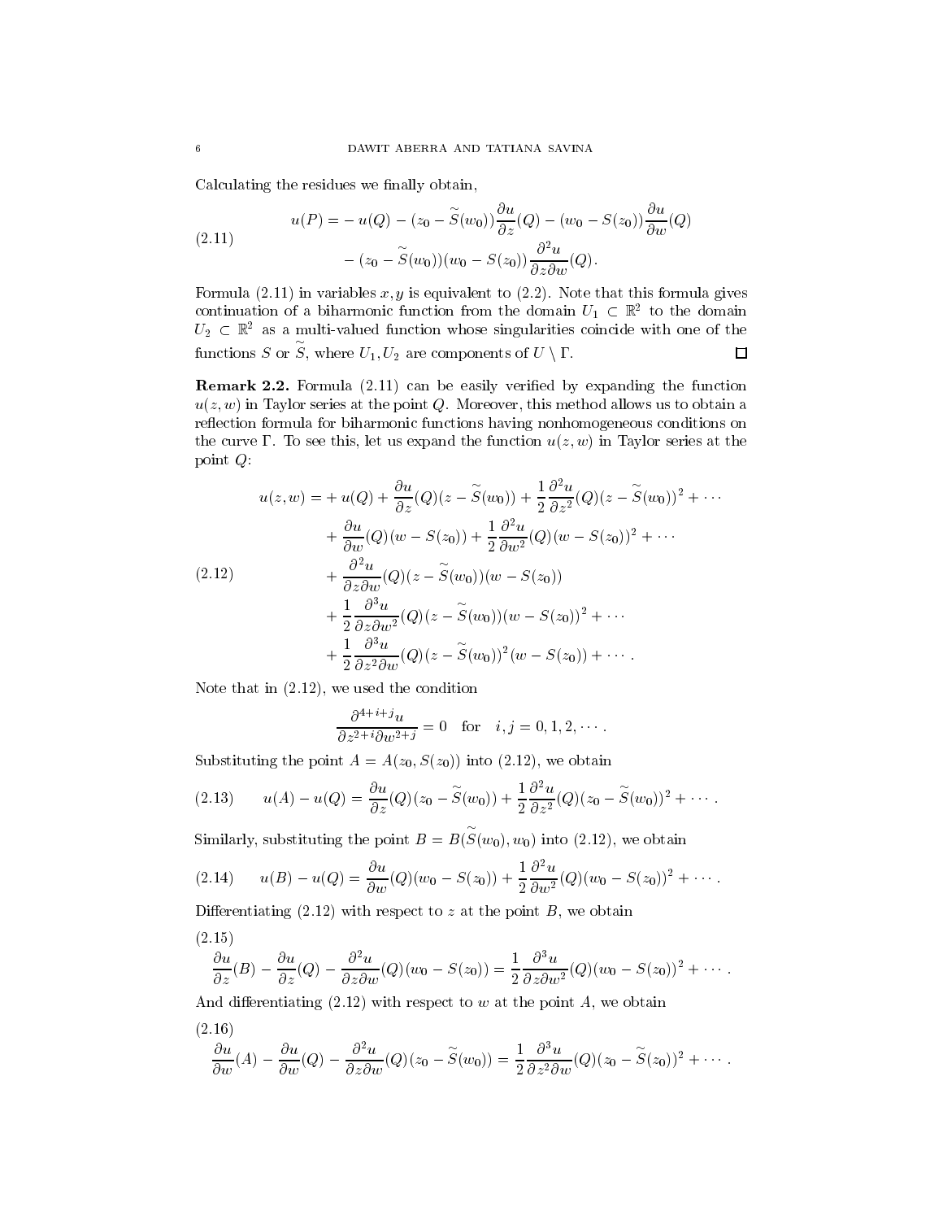Calculating the residues we finally obtain,

$$
\begin{aligned}
u(P) = &-u(Q) - (z_0 - \widetilde{S}(w_0))\frac{\partial u}{\partial z}(Q) - (w_0 - S(z_0))\frac{\partial u}{\partial w}(Q) \\
&- (z_0 - \widetilde{S}(w_0))(w_0 - S(z_0))\frac{\partial^2 u}{\partial z \partial w}(Q).
\end{aligned} \tag{2.11}
$$

Formula (2.11) in variables $x, y$ is equivalent to (2.2). Note that this formula gives continuation of a biharmonic function from the domain $U_1 \subset \mathbb{R}^2$ to the domain $U_2 \subset \mathbb{R}^2$ as a multi-valued function whose singularities coincide with one of the functions $S$ or $\widetilde{S}$, where $U_1, U_2$ are components of $U \setminus \Gamma$. $\square$

**Remark 2.2.** Formula (2.11) can be easily verified by expanding the function $u(z, w)$ in Taylor series at the point $Q$. Moreover, this method allows us to obtain a reflection formula for biharmonic functions having nonhomogeneous conditions on the curve $\Gamma$. To see this, let us expand the function $u(z, w)$ in Taylor series at the point $Q$:

$$
\begin{aligned}
u(z, w) = &+ u(Q) + \frac{\partial u}{\partial z}(Q)(z - \widetilde{S}(w_0)) + \frac{1}{2}\frac{\partial^2 u}{\partial z^2}(Q)(z - \widetilde{S}(w_0))^2 + \cdots \\
&+ \frac{\partial u}{\partial w}(Q)(w - S(z_0)) + \frac{1}{2}\frac{\partial^2 u}{\partial w^2}(Q)(w - S(z_0))^2 + \cdots \\
&+ \frac{\partial^2 u}{\partial z \partial w}(Q)(z - \widetilde{S}(w_0))(w - S(z_0)) \\
&+ \frac{1}{2}\frac{\partial^3 u}{\partial z \partial w^2}(Q)(z - \widetilde{S}(w_0))(w - S(z_0))^2 + \cdots \\
&+ \frac{1}{2}\frac{\partial^3 u}{\partial z^2 \partial w}(Q)(z - \widetilde{S}(w_0))^2(w - S(z_0)) + \cdots .
\end{aligned} \tag{2.12}
$$

Note that in (2.12), we used the condition

$$
\frac{\partial^{4+i+j} u}{\partial z^{2+i} \partial w^{2+j}} = 0 \quad \text{for} \quad i, j = 0, 1, 2, \cdots .
$$

Substituting the point $A = A(z_0, S(z_0))$ into (2.12), we obtain

$$
u(A) - u(Q) = \frac{\partial u}{\partial z}(Q)(z_0 - \widetilde{S}(w_0)) + \frac{1}{2}\frac{\partial^2 u}{\partial z^2}(Q)(z_0 - \widetilde{S}(w_0))^2 + \cdots . \tag{2.13}
$$

Similarly, substituting the point $B = B(\widetilde{S}(w_0), w_0)$ into (2.12), we obtain

$$
u(B) - u(Q) = \frac{\partial u}{\partial w}(Q)(w_0 - S(z_0)) + \frac{1}{2}\frac{\partial^2 u}{\partial w^2}(Q)(w_0 - S(z_0))^2 + \cdots . \tag{2.14}
$$

Differentiating (2.12) with respect to $z$ at the point $B$, we obtain

$$
\frac{\partial u}{\partial z}(B) - \frac{\partial u}{\partial z}(Q) - \frac{\partial^2 u}{\partial z \partial w}(Q)(w_0 - S(z_0)) = \frac{1}{2}\frac{\partial^3 u}{\partial z \partial w^2}(Q)(w_0 - S(z_0))^2 + \cdots . \tag{2.15}
$$

And differentiating (2.12) with respect to $w$ at the point $A$, we obtain

$$
\frac{\partial u}{\partial w}(A) - \frac{\partial u}{\partial w}(Q) - \frac{\partial^2 u}{\partial z \partial w}(Q)(z_0 - \widetilde{S}(w_0)) = \frac{1}{2}\frac{\partial^3 u}{\partial z^2 \partial w}(Q)(z_0 - \widetilde{S}(z_0))^2 + \cdots . \tag{2.16}
$$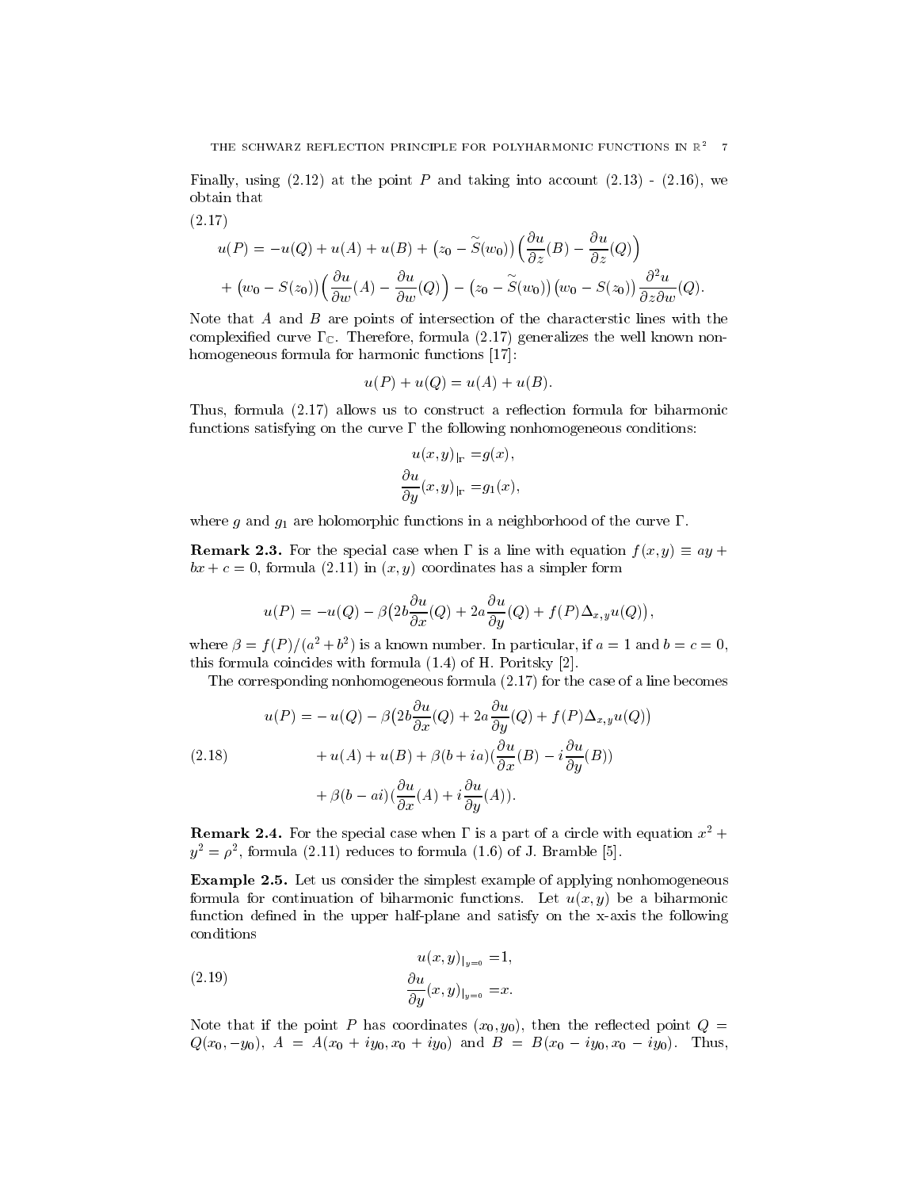Finally, using (2.12) at the point $P$ and taking into account (2.13) - (2.16), we obtain that

$$
\begin{aligned}
u(P) = &-u(Q) + u(A) + u(B) + \big(z_0 - \widetilde{S}(w_0)\big)\Big(\frac{\partial u}{\partial z}(B) - \frac{\partial u}{\partial z}(Q)\Big) \\
&+ \big(w_0 - S(z_0)\big)\Big(\frac{\partial u}{\partial w}(A) - \frac{\partial u}{\partial w}(Q)\Big) - \big(z_0 - \widetilde{S}(w_0)\big)\big(w_0 - S(z_0)\big)\frac{\partial^2 u}{\partial z \partial w}(Q).
\end{aligned} \tag{2.17}
$$

Note that $A$ and $B$ are points of intersection of the characterstic lines with the complexified curve $\Gamma_{\mathbb{C}}$. Therefore, formula (2.17) generalizes the well known nonhomogeneous formula for harmonic functions [17]:

$$
u(P) + u(Q) = u(A) + u(B).
$$

Thus, formula (2.17) allows us to construct a reflection formula for biharmonic functions satisfying on the curve $\Gamma$ the following nonhomogeneous conditions:

$$
\begin{aligned}
u(x,y)_{|_\Gamma} &= g(x), \\
\frac{\partial u}{\partial y}(x,y)_{|_\Gamma} &= g_1(x),
\end{aligned}
$$

where $g$ and $g_1$ are holomorphic functions in a neighborhood of the curve $\Gamma$.

**Remark 2.3.** For the special case when $\Gamma$ is a line with equation $f(x,y) \equiv ay + bx + c = 0$, formula (2.11) in $(x,y)$ coordinates has a simpler form

$$
u(P) = -u(Q) - \beta\big(2b\frac{\partial u}{\partial x}(Q) + 2a\frac{\partial u}{\partial y}(Q) + f(P)\Delta_{x,y}u(Q)\big),
$$

where $\beta = f(P)/(a^2+b^2)$ is a known number. In particular, if $a = 1$ and $b = c = 0$, this formula coincides with formula (1.4) of H. Poritsky [2].

The corresponding nonhomogeneous formula (2.17) for the case of a line becomes

$$
\begin{aligned}
u(P) = &-u(Q) - \beta\big(2b\frac{\partial u}{\partial x}(Q) + 2a\frac{\partial u}{\partial y}(Q) + f(P)\Delta_{x,y}u(Q)\big) \\
&+ u(A) + u(B) + \beta(b + ia)(\frac{\partial u}{\partial x}(B) - i\frac{\partial u}{\partial y}(B)) \\
&+ \beta(b - ai)(\frac{\partial u}{\partial x}(A) + i\frac{\partial u}{\partial y}(A)).
\end{aligned} \tag{2.18}
$$

**Remark 2.4.** For the special case when $\Gamma$ is a part of a circle with equation $x^2 + y^2 = \rho^2$, formula (2.11) reduces to formula (1.6) of J. Bramble [5].

**Example 2.5.** Let us consider the simplest example of applying nonhomogeneous formula for continuation of biharmonic functions. Let $u(x,y)$ be a biharmonic function defined in the upper half-plane and satisfy on the x-axis the following conditions

$$
\begin{aligned}
u(x,y)_{|_{y=0}} &= 1, \\
\frac{\partial u}{\partial y}(x,y)_{|_{y=0}} &= x.
\end{aligned} \tag{2.19}
$$

Note that if the point $P$ has coordinates $(x_0, y_0)$, then the reflected point $Q = Q(x_0, -y_0)$, $A = A(x_0 + iy_0, x_0 + iy_0)$ and $B = B(x_0 - iy_0, x_0 - iy_0)$. Thus,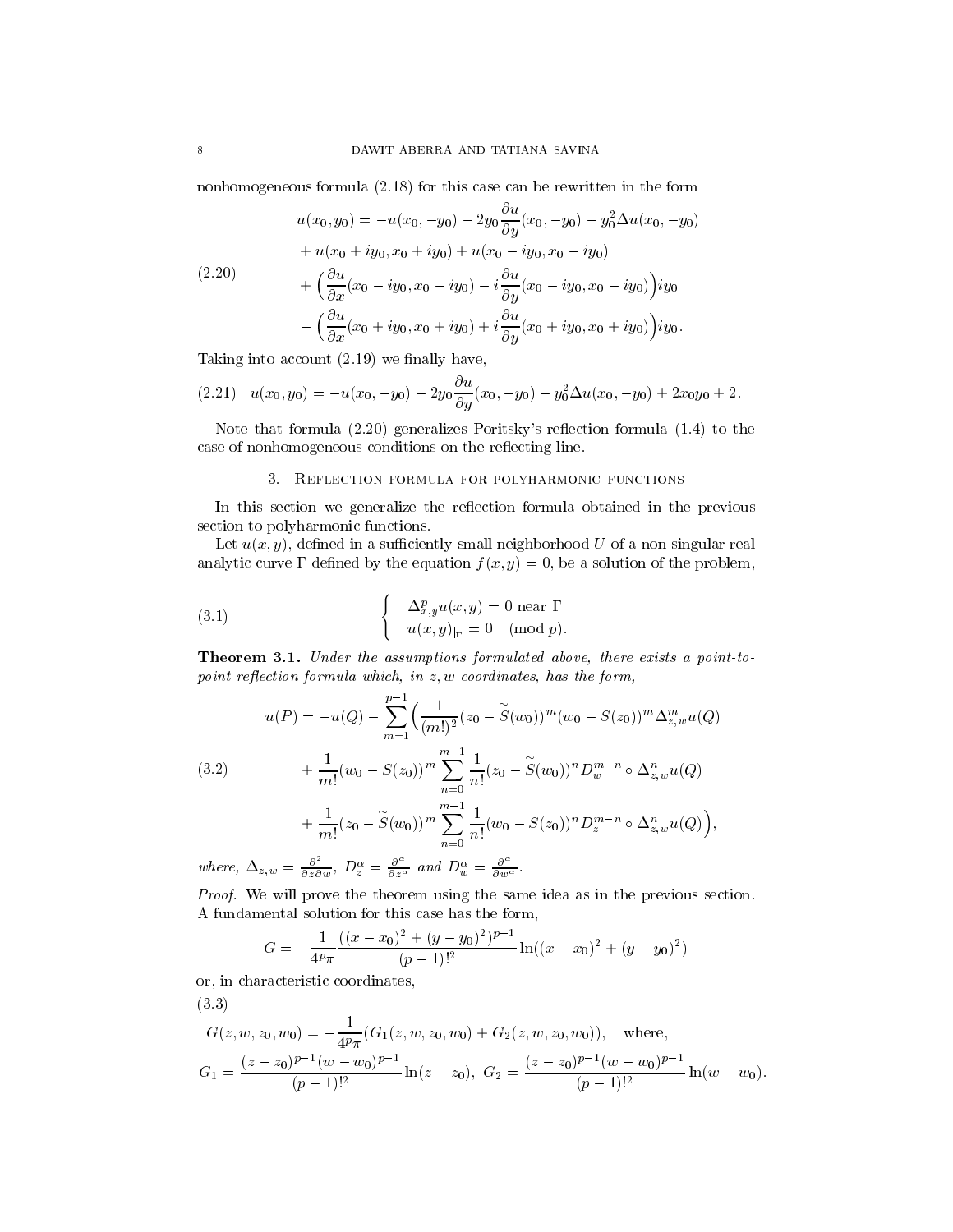nonhomogeneous formula (2.18) for this case can be rewritten in the form

$$
\begin{aligned}
u(x_0, y_0) &= -u(x_0, -y_0) - 2y_0 \frac{\partial u}{\partial y}(x_0, -y_0) - y_0^2 \Delta u(x_0, -y_0) \\
&+ u(x_0 + iy_0, x_0 + iy_0) + u(x_0 - iy_0, x_0 - iy_0) \\
&+ \Big( \frac{\partial u}{\partial x}(x_0 - iy_0, x_0 - iy_0) - i \frac{\partial u}{\partial y}(x_0 - iy_0, x_0 - iy_0) \Big) iy_0 \\
&- \Big( \frac{\partial u}{\partial x}(x_0 + iy_0, x_0 + iy_0) + i \frac{\partial u}{\partial y}(x_0 + iy_0, x_0 + iy_0) \Big) iy_0 .
\end{aligned} \tag{2.20}
$$

Taking into account (2.19) we finally have,

$$
u(x_0, y_0) = -u(x_0, -y_0) - 2y_0 \frac{\partial u}{\partial y}(x_0, -y_0) - y_0^2 \Delta u(x_0, -y_0) + 2x_0 y_0 + 2. \tag{2.21}
$$

Note that formula (2.20) generalizes Poritsky's reflection formula (1.4) to the case of nonhomogeneous conditions on the reflecting line.

## 3. Reflection formula for polyharmonic functions

In this section we generalize the reflection formula obtained in the previous section to polyharmonic functions.

Let $u(x, y)$, defined in a sufficiently small neighborhood $U$ of a non-singular real analytic curve $\Gamma$ defined by the equation $f(x, y) = 0$, be a solution of the problem,

$$
\begin{cases} \Delta^p_{x,y} u(x, y) = 0 \text{ near } \Gamma \\ u(x, y)_{|_\Gamma} = 0 \pmod{p}. \end{cases} \tag{3.1}
$$

**Theorem 3.1.** *Under the assumptions formulated above, there exists a point-to-point reflection formula which, in $z, w$ coordinates, has the form,*

$$
\begin{aligned}
u(P) = -u(Q) - \sum_{m=1}^{p-1} \Big( &\frac{1}{(m!)^2} (z_0 - \tilde{S}(w_0))^m (w_0 - S(z_0))^m \Delta^m_{z,w} u(Q) \\
&+ \frac{1}{m!} (w_0 - S(z_0))^m \sum_{n=0}^{m-1} \frac{1}{n!} (z_0 - \tilde{S}(w_0))^n D_w^{m-n} \circ \Delta^n_{z,w} u(Q) \\
&+ \frac{1}{m!} (z_0 - \tilde{S}(w_0))^m \sum_{n=0}^{m-1} \frac{1}{n!} (w_0 - S(z_0))^n D_z^{m-n} \circ \Delta^n_{z,w} u(Q) \Big),
\end{aligned} \tag{3.2}
$$

*where,* $\Delta_{z,w} = \frac{\partial^2}{\partial z \partial w}$*,* $D_z^\alpha = \frac{\partial^\alpha}{\partial z^\alpha}$ *and* $D_w^\alpha = \frac{\partial^\alpha}{\partial w^\alpha}$.

*Proof.* We will prove the theorem using the same idea as in the previous section. A fundamental solution for this case has the form,

$$
G = -\frac{1}{4^p \pi} \frac{((x - x_0)^2 + (y - y_0)^2)^{p-1}}{(p-1)!^2} \ln((x - x_0)^2 + (y - y_0)^2)
$$

or, in characteristic coordinates,

$$
\begin{aligned}
&G(z, w, z_0, w_0) = -\frac{1}{4^p \pi} (G_1(z, w, z_0, w_0) + G_2(z, w, z_0, w_0)), \quad \text{where,} \\
&G_1 = \frac{(z - z_0)^{p-1} (w - w_0)^{p-1}}{(p-1)!^2} \ln(z - z_0), \; G_2 = \frac{(z - z_0)^{p-1} (w - w_0)^{p-1}}{(p-1)!^2} \ln(w - w_0).
\end{aligned} \tag{3.3}
$$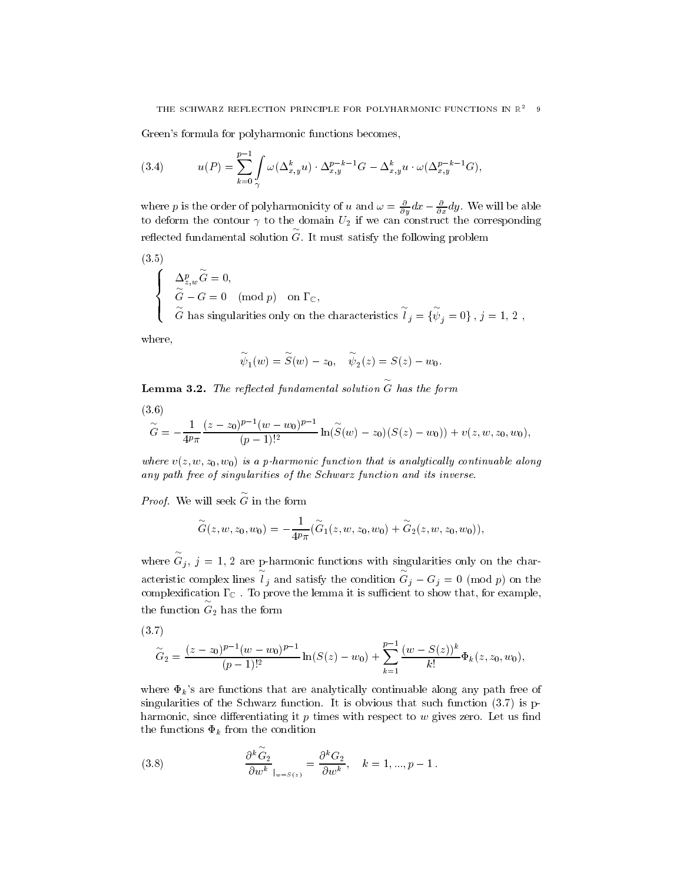Green's formula for polyharmonic functions becomes,

$$u(P) = \sum_{k=0}^{p-1} \int_{\gamma} \omega(\Delta_{x,y}^k u) \cdot \Delta_{x,y}^{p-k-1} G - \Delta_{x,y}^k u \cdot \omega(\Delta_{x,y}^{p-k-1} G), \tag{3.4}$$

where $p$ is the order of polyharmonicity of $u$ and $\omega = \frac{\partial}{\partial y} dx - \frac{\partial}{\partial x} dy$. We will be able to deform the contour $\gamma$ to the domain $U_2$ if we can construct the corresponding reflected fundamental solution $\widetilde{G}$. It must satisfy the following problem

$$\begin{cases} \Delta_{z,w}^p \widetilde{G} = 0, \\ \widetilde{G} - G = 0 \pmod{p} \quad \text{on } \Gamma_{\mathbb{C}}, \\ \widetilde{G} \text{ has singularities only on the characteristics } \widetilde{l}_j = \{\widetilde{\psi}_j = 0\}, \, j = 1, \, 2 \, , \end{cases} \tag{3.5}$$

where,

$$\widetilde{\psi}_1(w) = \widetilde{S}(w) - z_0, \quad \widetilde{\psi}_2(z) = S(z) - w_0.$$

**Lemma 3.2.** *The reflected fundamental solution $\widetilde{G}$ has the form*

$$\widetilde{G} = -\frac{1}{4^p \pi} \frac{(z-z_0)^{p-1}(w-w_0)^{p-1}}{(p-1)!^2} \ln(\widetilde{S}(w) - z_0)(S(z) - w_0)) + v(z, w, z_0, w_0), \tag{3.6}$$

*where $v(z, w, z_0, w_0)$ is a $p$-harmonic function that is analytically continuable along any path free of singularities of the Schwarz function and its inverse.*

*Proof.* We will seek $\widetilde{G}$ in the form

$$\widetilde{G}(z, w, z_0, w_0) = -\frac{1}{4^p \pi}(\widetilde{G}_1(z, w, z_0, w_0) + \widetilde{G}_2(z, w, z_0, w_0)),$$

where $\widetilde{G}_j$, $j = 1, 2$ are p-harmonic functions with singularities only on the characteristic complex lines $\widetilde{l}_j$ and satisfy the condition $\widetilde{G}_j - G_j = 0 \pmod{p}$ on the complexification $\Gamma_{\mathbb{C}}$ . To prove the lemma it is sufficient to show that, for example, the function $\widetilde{G}_2$ has the form

$$\widetilde{G}_2 = \frac{(z-z_0)^{p-1}(w-w_0)^{p-1}}{(p-1)!^2} \ln(S(z) - w_0) + \sum_{k=1}^{p-1} \frac{(w - S(z))^k}{k!} \Phi_k(z, z_0, w_0), \tag{3.7}$$

where $\Phi_k$'s are functions that are analytically continuable along any path free of singularities of the Schwarz function. It is obvious that such function (3.7) is p-harmonic, since differentiating it $p$ times with respect to $w$ gives zero. Let us find the functions $\Phi_k$ from the condition

$$\frac{\partial^k \widetilde{G}_2}{\partial w^k}_{|_{w=S(z)}} = \frac{\partial^k G_2}{\partial w^k}, \quad k = 1, ..., p-1 \, . \tag{3.8}$$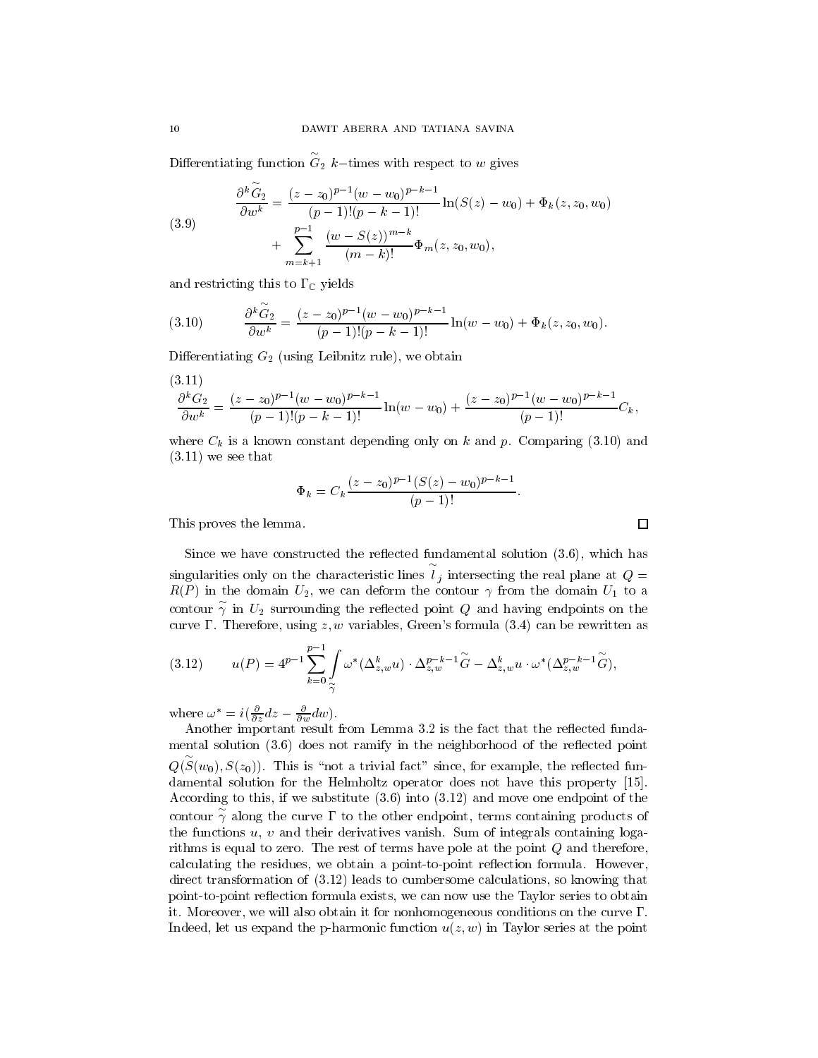Differentiating function $\widetilde{G}_2$ $k-$times with respect to $w$ gives

$$
\begin{aligned}
\frac{\partial^k \widetilde{G}_2}{\partial w^k} &= \frac{(z-z_0)^{p-1}(w-w_0)^{p-k-1}}{(p-1)!(p-k-1)!}\ln(S(z)-w_0) + \Phi_k(z,z_0,w_0) \\
&\quad + \sum_{m=k+1}^{p-1} \frac{(w-S(z))^{m-k}}{(m-k)!}\Phi_m(z,z_0,w_0),
\end{aligned} \tag{3.9}
$$

and restricting this to $\Gamma_{\mathbb{C}}$ yields

$$
\frac{\partial^k \widetilde{G}_2}{\partial w^k} = \frac{(z-z_0)^{p-1}(w-w_0)^{p-k-1}}{(p-1)!(p-k-1)!}\ln(w-w_0) + \Phi_k(z,z_0,w_0). \tag{3.10}
$$

Differentiating $G_2$ (using Leibnitz rule), we obtain

$$
\frac{\partial^k G_2}{\partial w^k} = \frac{(z-z_0)^{p-1}(w-w_0)^{p-k-1}}{(p-1)!(p-k-1)!}\ln(w-w_0) + \frac{(z-z_0)^{p-1}(w-w_0)^{p-k-1}}{(p-1)!}C_k, \tag{3.11}
$$

where $C_k$ is a known constant depending only on $k$ and $p$. Comparing (3.10) and (3.11) we see that

$$
\Phi_k = C_k \frac{(z-z_0)^{p-1}(S(z)-w_0)^{p-k-1}}{(p-1)!}.
$$

This proves the lemma. $\square$

Since we have constructed the reflected fundamental solution (3.6), which has singularities only on the characteristic lines $\widetilde{l}_j$ intersecting the real plane at $Q = R(P)$ in the domain $U_2$, we can deform the contour $\gamma$ from the domain $U_1$ to a contour $\widetilde{\gamma}$ in $U_2$ surrounding the reflected point $Q$ and having endpoints on the curve $\Gamma$. Therefore, using $z, w$ variables, Green's formula (3.4) can be rewritten as

$$
u(P) = 4^{p-1}\sum_{k=0}^{p-1}\int_{\widetilde{\gamma}} \omega^*(\Delta^k_{z,w}u)\cdot \Delta^{p-k-1}_{z,w}\widetilde{G} - \Delta^k_{z,w}u\cdot\omega^*(\Delta^{p-k-1}_{z,w}\widetilde{G}), \tag{3.12}
$$

where $\omega^* = i(\frac{\partial}{\partial z}dz - \frac{\partial}{\partial w}dw)$.

Another important result from Lemma 3.2 is the fact that the reflected fundamental solution (3.6) does not ramify in the neighborhood of the reflected point $Q(\widetilde{S}(w_0), S(z_0))$. This is "not a trivial fact" since, for example, the reflected fundamental solution for the Helmholtz operator does not have this property [15]. According to this, if we substitute (3.6) into (3.12) and move one endpoint of the contour $\widetilde{\gamma}$ along the curve $\Gamma$ to the other endpoint, terms containing products of the functions $u$, $v$ and their derivatives vanish. Sum of integrals containing logarithms is equal to zero. The rest of terms have pole at the point $Q$ and therefore, calculating the residues, we obtain a point-to-point reflection formula. However, direct transformation of (3.12) leads to cumbersome calculations, so knowing that point-to-point reflection formula exists, we can now use the Taylor series to obtain it. Moreover, we will also obtain it for nonhomogeneous conditions on the curve $\Gamma$. Indeed, let us expand the p-harmonic function $u(z,w)$ in Taylor series at the point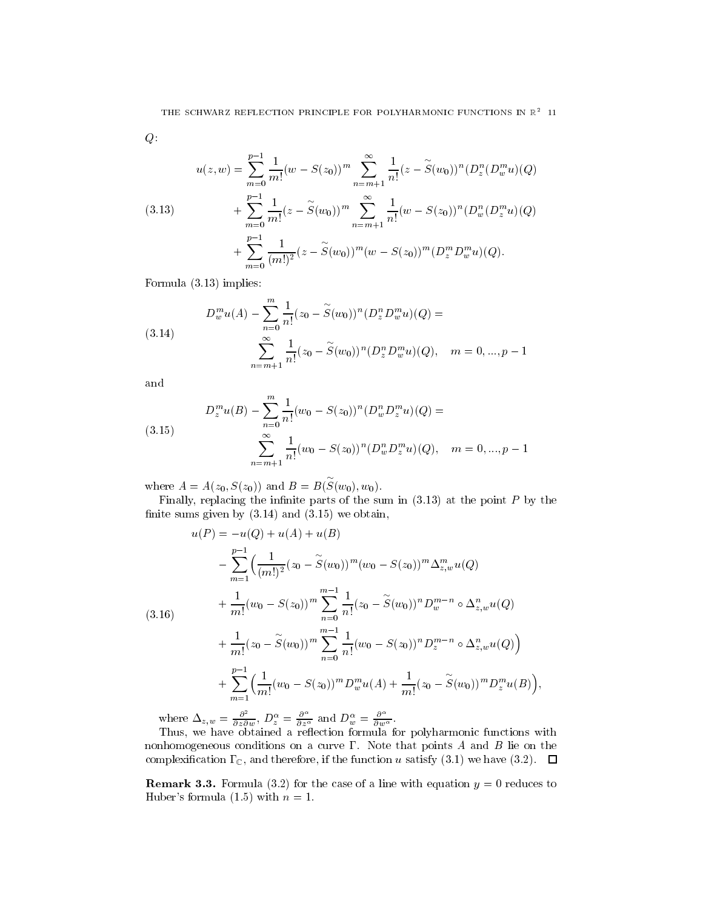$Q$:

$$
\begin{aligned}
u(z,w) = & \sum_{m=0}^{p-1} \frac{1}{m!}(w - S(z_0))^m \sum_{n=m+1}^{\infty} \frac{1}{n!}(z - \widetilde{S}(w_0))^n (D_z^n (D_w^m u)(Q) \\
& + \sum_{m=0}^{p-1} \frac{1}{m!}(z - \widetilde{S}(w_0))^m \sum_{n=m+1}^{\infty} \frac{1}{n!}(w - S(z_0))^n (D_w^n (D_z^m u)(Q) \\
& + \sum_{m=0}^{p-1} \frac{1}{(m!)^2}(z - \widetilde{S}(w_0))^m (w - S(z_0))^m (D_z^m D_w^m u)(Q).
\end{aligned}
\tag{3.13}
$$

Formula (3.13) implies:

$$
\begin{aligned}
& D_w^m u(A) - \sum_{n=0}^{m} \frac{1}{n!}(z_0 - \widetilde{S}(w_0))^n (D_z^n D_w^m u)(Q) = \\
& \qquad \sum_{n=m+1}^{\infty} \frac{1}{n!}(z_0 - \widetilde{S}(w_0))^n (D_z^n D_w^m u)(Q), \quad m = 0, \dots, p-1
\end{aligned}
\tag{3.14}
$$

and

$$
\begin{aligned}
& D_z^m u(B) - \sum_{n=0}^{m} \frac{1}{n!}(w_0 - S(z_0))^n (D_w^n D_z^m u)(Q) = \\
& \qquad \sum_{n=m+1}^{\infty} \frac{1}{n!}(w_0 - S(z_0))^n (D_w^n D_z^m u)(Q), \quad m = 0, \dots, p-1
\end{aligned}
\tag{3.15}
$$

where $A = A(z_0, S(z_0))$ and $B = B(\widetilde{S}(w_0), w_0)$.

Finally, replacing the infinite parts of the sum in (3.13) at the point $P$ by the finite sums given by (3.14) and (3.15) we obtain,

$$
\begin{aligned}
u(P) = & -u(Q) + u(A) + u(B) \\
& - \sum_{m=1}^{p-1} \Big( \frac{1}{(m!)^2}(z_0 - \widetilde{S}(w_0))^m (w_0 - S(z_0))^m \Delta_{z,w}^m u(Q) \\
& + \frac{1}{m!}(w_0 - S(z_0))^m \sum_{n=0}^{m-1} \frac{1}{n!}(z_0 - \widetilde{S}(w_0))^n D_w^{m-n} \circ \Delta_{z,w}^n u(Q) \\
& + \frac{1}{m!}(z_0 - \widetilde{S}(w_0))^m \sum_{n=0}^{m-1} \frac{1}{n!}(w_0 - S(z_0))^n D_z^{m-n} \circ \Delta_{z,w}^n u(Q) \Big) \\
& + \sum_{m=1}^{p-1} \Big( \frac{1}{m!}(w_0 - S(z_0))^m D_w^m u(A) + \frac{1}{m!}(z_0 - \widetilde{S}(w_0))^m D_z^m u(B) \Big),
\end{aligned}
\tag{3.16}
$$

where $\Delta_{z,w} = \frac{\partial^2}{\partial z \partial w}$, $D_z^\alpha = \frac{\partial^\alpha}{\partial z^\alpha}$ and $D_w^\alpha = \frac{\partial^\alpha}{\partial w^\alpha}$.

Thus, we have obtained a reflection formula for polyharmonic functions with nonhomogeneous conditions on a curve $\Gamma$. Note that points $A$ and $B$ lie on the complexification $\Gamma_{\mathbb{C}}$, and therefore, if the function $u$ satisfy (3.1) we have (3.2). ☐

**Remark 3.3.** Formula (3.2) for the case of a line with equation $y = 0$ reduces to Huber's formula (1.5) with $n = 1$.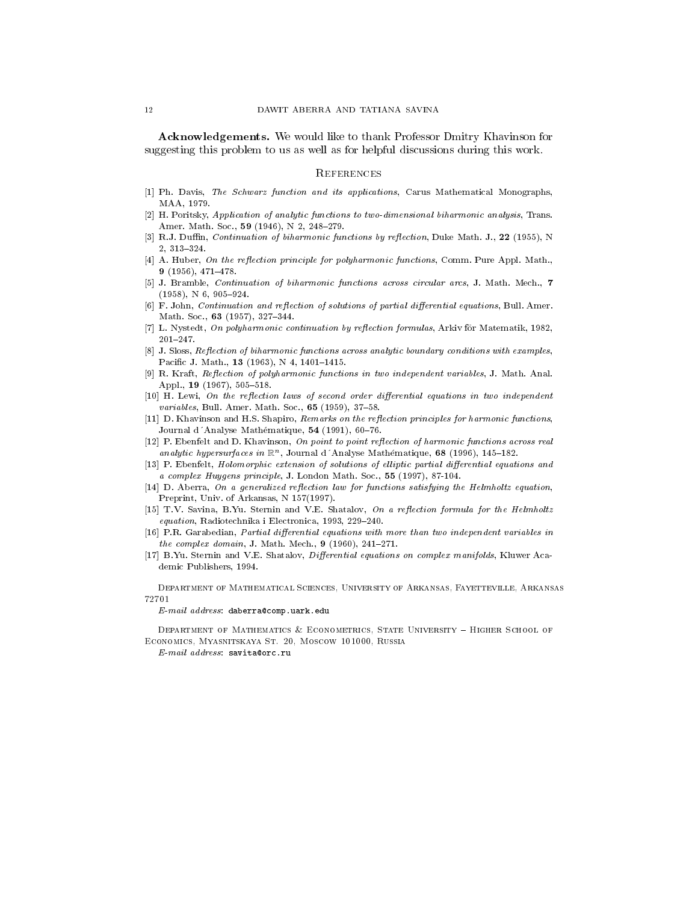**Acknowledgements.** We would like to thank Professor Dmitry Khavinson for suggesting this problem to us as well as for helpful discussions during this work.

## References

[1] Ph. Davis, *The Schwarz function and its applications*, Carus Mathematical Monographs, MAA, 1979.

[2] H. Poritsky, *Application of analytic functions to two-dimensional biharmonic analysis*, Trans. Amer. Math. Soc., **59** (1946), N 2, 248–279.

[3] R.J. Duffin, *Continuation of biharmonic functions by reflection*, Duke Math. J., **22** (1955), N 2, 313–324.

[4] A. Huber, *On the reflection principle for polyharmonic functions*, Comm. Pure Appl. Math., **9** (1956), 471–478.

[5] J. Bramble, *Continuation of biharmonic functions across circular arcs*, J. Math. Mech., **7** (1958), N 6, 905–924.

[6] F. John, *Continuation and reflection of solutions of partial differential equations*, Bull. Amer. Math. Soc., **63** (1957), 327–344.

[7] L. Nystedt, *On polyharmonic continuation by reflection formulas*, Arkiv för Matematik, 1982, 201–247.

[8] J. Sloss, *Reflection of biharmonic functions across analytic boundary conditions with examples*, Pacific J. Math., **13** (1963), N 4, 1401–1415.

[9] R. Kraft, *Reflection of polyharmonic functions in two independent variables*, J. Math. Anal. Appl., **19** (1967), 505–518.

[10] H. Lewi, *On the reflection laws of second order differential equations in two independent variables*, Bull. Amer. Math. Soc., **65** (1959), 37–58.

[11] D. Khavinson and H.S. Shapiro, *Remarks on the reflection principles for harmonic functions*, Journal d´Analyse Mathématique, **54** (1991), 60–76.

[12] P. Ebenfelt and D. Khavinson, *On point to point reflection of harmonic functions across real analytic hypersurfaces in $\mathbb{R}^n$*, Journal d´Analyse Mathématique, **68** (1996), 145–182.

[13] P. Ebenfelt, *Holomorphic extension of solutions of elliptic partial differential equations and a complex Huygens principle*, J. London Math. Soc., **55** (1997), 87-104.

[14] D. Aberra, *On a generalized reflection law for functions satisfying the Helmholtz equation*, Preprint, Univ. of Arkansas, N 157(1997).

[15] T.V. Savina, B.Yu. Sternin and V.E. Shatalov, *On a reflection formula for the Helmholtz equation*, Radiotechnika i Electronica, 1993, 229–240.

[16] P.R. Garabedian, *Partial differential equations with more than two independent variables in the complex domain*, J. Math. Mech., **9** (1960), 241–271.

[17] B.Yu. Sternin and V.E. Shatalov, *Differential equations on complex manifolds*, Kluwer Academic Publishers, 1994.

Department of Mathematical Sciences, University of Arkansas, Fayetteville, Arkansas 72701

*E-mail address*: daberra@comp.uark.edu

Department of Mathematics & Econometrics, State University – Higher School of Economics, Myasnitskaya St. 20, Moscow 101000, Russia

*E-mail address*: savita@orc.ru